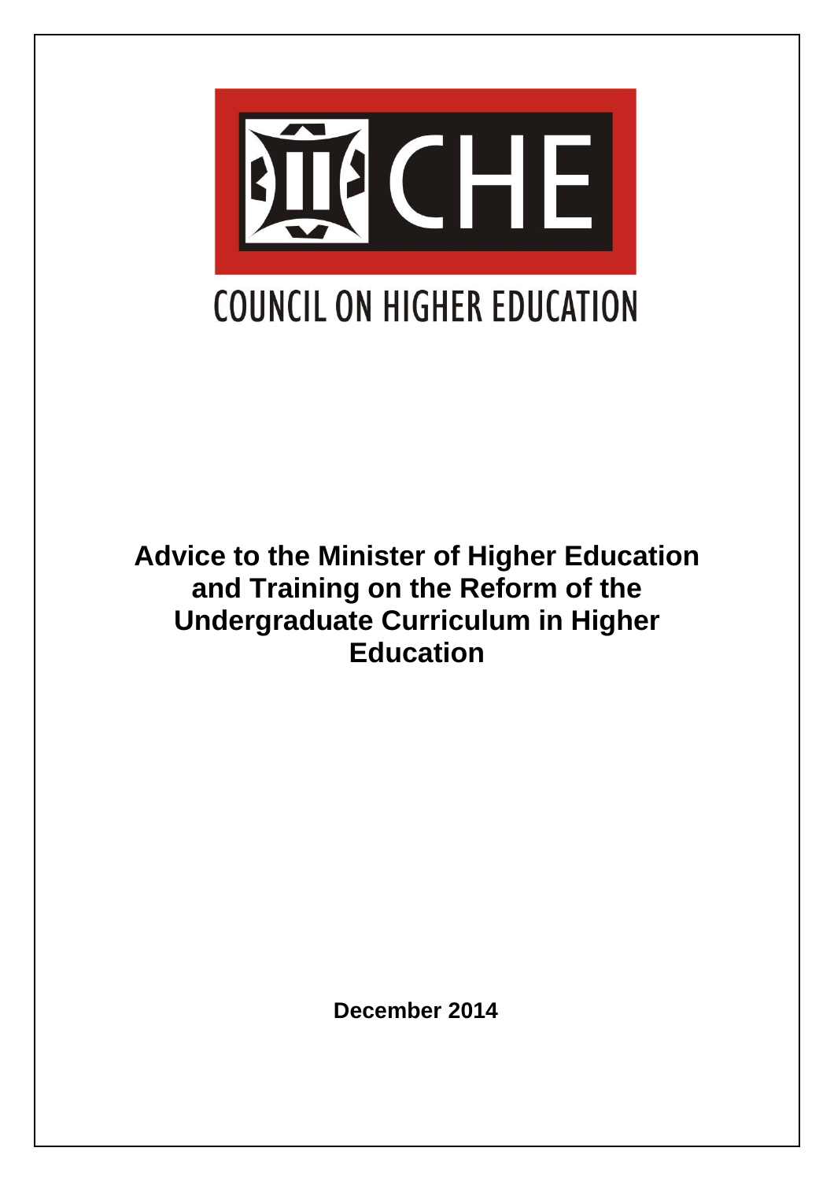CHE

COUNCIL ON HIGHER EDUCATION

# Advice to the Minister of Higher Education and Training on the Reform of the Undergraduate Curriculum in Higher Education

**December 2014**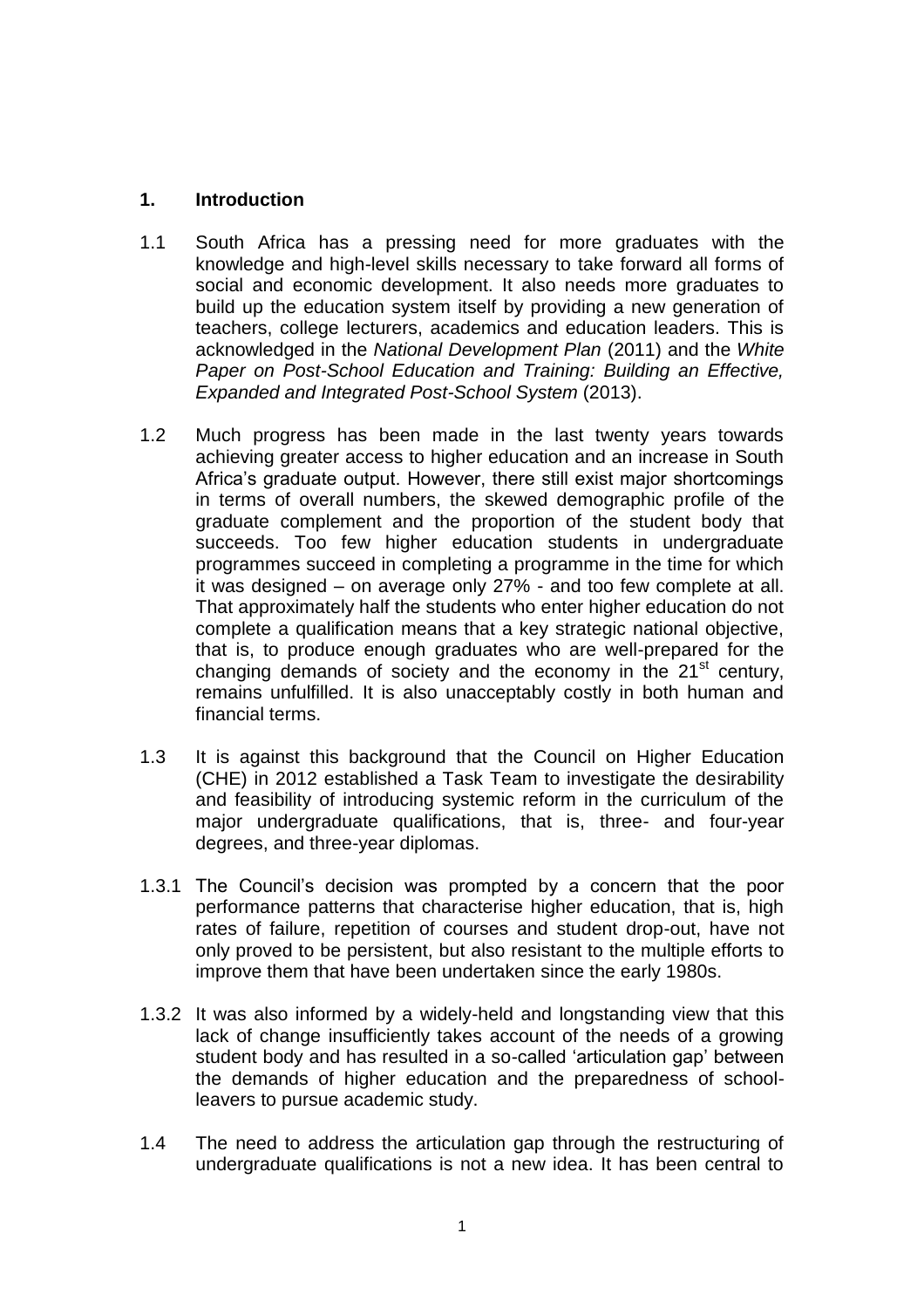## 1. Introduction

1.1 South Africa has a pressing need for more graduates with the knowledge and high-level skills necessary to take forward all forms of social and economic development. It also needs more graduates to build up the education system itself by providing a new generation of teachers, college lecturers, academics and education leaders. This is acknowledged in the *National Development Plan* (2011) and the *White Paper on Post-School Education and Training: Building an Effective, Expanded and Integrated Post-School System* (2013).

1.2 Much progress has been made in the last twenty years towards achieving greater access to higher education and an increase in South Africa's graduate output. However, there still exist major shortcomings in terms of overall numbers, the skewed demographic profile of the graduate complement and the proportion of the student body that succeeds. Too few higher education students in undergraduate programmes succeed in completing a programme in the time for which it was designed – on average only 27% - and too few complete at all. That approximately half the students who enter higher education do not complete a qualification means that a key strategic national objective, that is, to produce enough graduates who are well-prepared for the changing demands of society and the economy in the 21st century, remains unfulfilled. It is also unacceptably costly in both human and financial terms.

1.3 It is against this background that the Council on Higher Education (CHE) in 2012 established a Task Team to investigate the desirability and feasibility of introducing systemic reform in the curriculum of the major undergraduate qualifications, that is, three- and four-year degrees, and three-year diplomas.

1.3.1 The Council's decision was prompted by a concern that the poor performance patterns that characterise higher education, that is, high rates of failure, repetition of courses and student drop-out, have not only proved to be persistent, but also resistant to the multiple efforts to improve them that have been undertaken since the early 1980s.

1.3.2 It was also informed by a widely-held and longstanding view that this lack of change insufficiently takes account of the needs of a growing student body and has resulted in a so-called 'articulation gap' between the demands of higher education and the preparedness of school-leavers to pursue academic study.

1.4 The need to address the articulation gap through the restructuring of undergraduate qualifications is not a new idea. It has been central to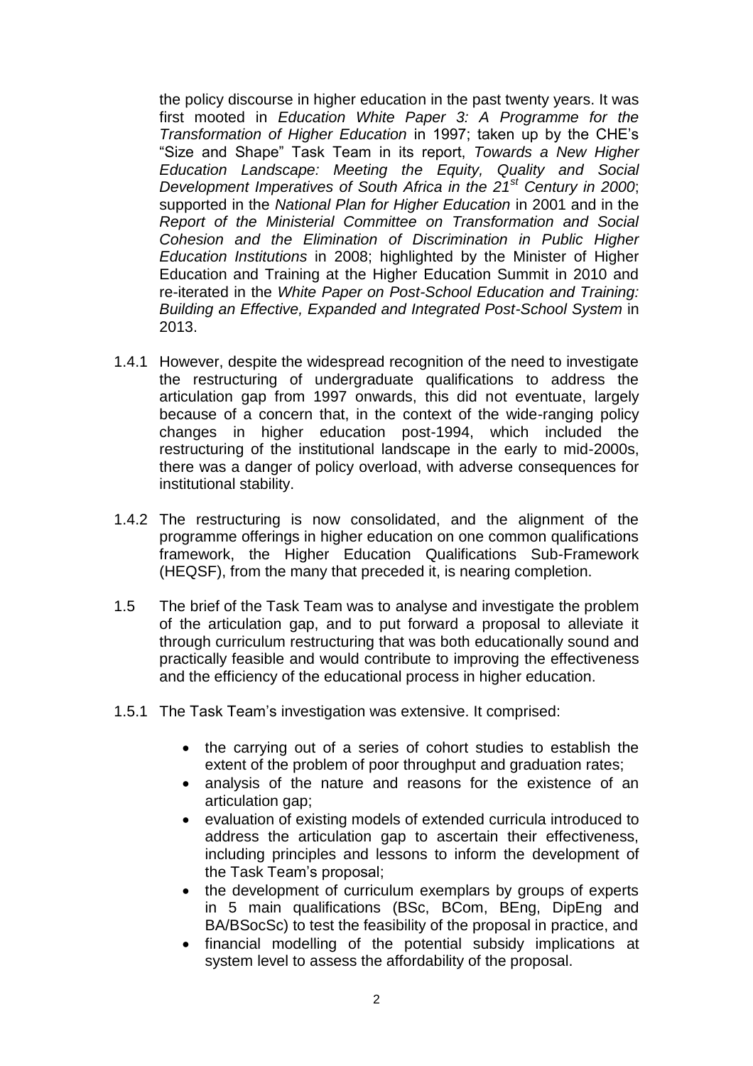the policy discourse in higher education in the past twenty years. It was first mooted in *Education White Paper 3: A Programme for the Transformation of Higher Education* in 1997; taken up by the CHE's "Size and Shape" Task Team in its report, *Towards a New Higher Education Landscape: Meeting the Equity, Quality and Social Development Imperatives of South Africa in the 21st Century in 2000*; supported in the *National Plan for Higher Education* in 2001 and in the *Report of the Ministerial Committee on Transformation and Social Cohesion and the Elimination of Discrimination in Public Higher Education Institutions* in 2008; highlighted by the Minister of Higher Education and Training at the Higher Education Summit in 2010 and re-iterated in the *White Paper on Post-School Education and Training: Building an Effective, Expanded and Integrated Post-School System* in 2013.

1.4.1 However, despite the widespread recognition of the need to investigate the restructuring of undergraduate qualifications to address the articulation gap from 1997 onwards, this did not eventuate, largely because of a concern that, in the context of the wide-ranging policy changes in higher education post-1994, which included the restructuring of the institutional landscape in the early to mid-2000s, there was a danger of policy overload, with adverse consequences for institutional stability.

1.4.2 The restructuring is now consolidated, and the alignment of the programme offerings in higher education on one common qualifications framework, the Higher Education Qualifications Sub-Framework (HEQSF), from the many that preceded it, is nearing completion.

1.5 The brief of the Task Team was to analyse and investigate the problem of the articulation gap, and to put forward a proposal to alleviate it through curriculum restructuring that was both educationally sound and practically feasible and would contribute to improving the effectiveness and the efficiency of the educational process in higher education.

1.5.1 The Task Team's investigation was extensive. It comprised:

- the carrying out of a series of cohort studies to establish the extent of the problem of poor throughput and graduation rates;
- analysis of the nature and reasons for the existence of an articulation gap;
- evaluation of existing models of extended curricula introduced to address the articulation gap to ascertain their effectiveness, including principles and lessons to inform the development of the Task Team's proposal;
- the development of curriculum exemplars by groups of experts in 5 main qualifications (BSc, BCom, BEng, DipEng and BA/BSocSc) to test the feasibility of the proposal in practice, and
- financial modelling of the potential subsidy implications at system level to assess the affordability of the proposal.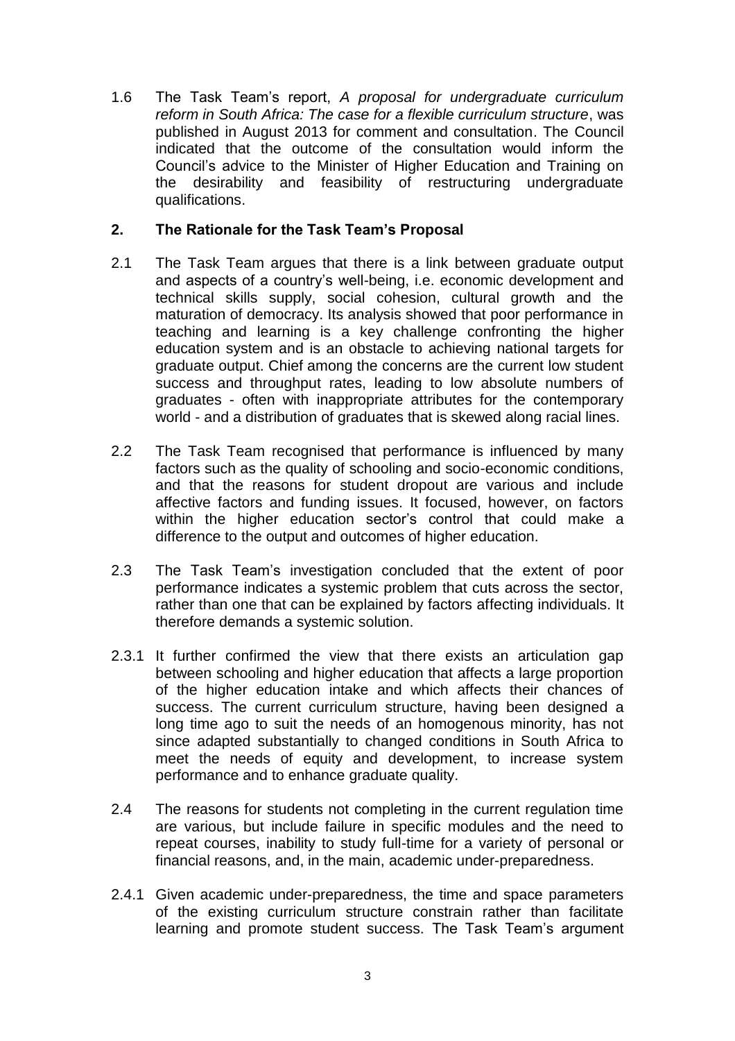1.6 The Task Team's report, *A proposal for undergraduate curriculum reform in South Africa: The case for a flexible curriculum structure*, was published in August 2013 for comment and consultation. The Council indicated that the outcome of the consultation would inform the Council's advice to the Minister of Higher Education and Training on the desirability and feasibility of restructuring undergraduate qualifications.

## 2. The Rationale for the Task Team's Proposal

2.1 The Task Team argues that there is a link between graduate output and aspects of a country's well-being, i.e. economic development and technical skills supply, social cohesion, cultural growth and the maturation of democracy. Its analysis showed that poor performance in teaching and learning is a key challenge confronting the higher education system and is an obstacle to achieving national targets for graduate output. Chief among the concerns are the current low student success and throughput rates, leading to low absolute numbers of graduates - often with inappropriate attributes for the contemporary world - and a distribution of graduates that is skewed along racial lines.

2.2 The Task Team recognised that performance is influenced by many factors such as the quality of schooling and socio-economic conditions, and that the reasons for student dropout are various and include affective factors and funding issues. It focused, however, on factors within the higher education sector's control that could make a difference to the output and outcomes of higher education.

2.3 The Task Team's investigation concluded that the extent of poor performance indicates a systemic problem that cuts across the sector, rather than one that can be explained by factors affecting individuals. It therefore demands a systemic solution.

2.3.1 It further confirmed the view that there exists an articulation gap between schooling and higher education that affects a large proportion of the higher education intake and which affects their chances of success. The current curriculum structure, having been designed a long time ago to suit the needs of an homogenous minority, has not since adapted substantially to changed conditions in South Africa to meet the needs of equity and development, to increase system performance and to enhance graduate quality.

2.4 The reasons for students not completing in the current regulation time are various, but include failure in specific modules and the need to repeat courses, inability to study full-time for a variety of personal or financial reasons, and, in the main, academic under-preparedness.

2.4.1 Given academic under-preparedness, the time and space parameters of the existing curriculum structure constrain rather than facilitate learning and promote student success. The Task Team's argument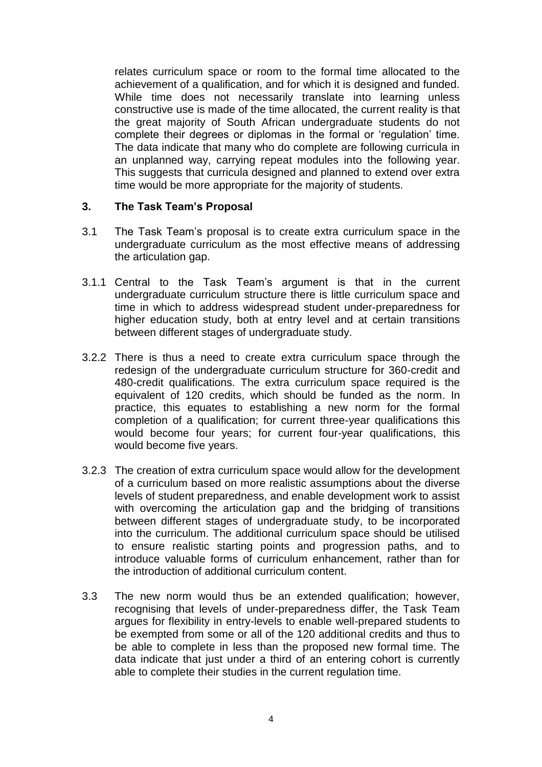relates curriculum space or room to the formal time allocated to the achievement of a qualification, and for which it is designed and funded. While time does not necessarily translate into learning unless constructive use is made of the time allocated, the current reality is that the great majority of South African undergraduate students do not complete their degrees or diplomas in the formal or 'regulation' time. The data indicate that many who do complete are following curricula in an unplanned way, carrying repeat modules into the following year. This suggests that curricula designed and planned to extend over extra time would be more appropriate for the majority of students.

## 3. The Task Team's Proposal

3.1 The Task Team's proposal is to create extra curriculum space in the undergraduate curriculum as the most effective means of addressing the articulation gap.

3.1.1 Central to the Task Team's argument is that in the current undergraduate curriculum structure there is little curriculum space and time in which to address widespread student under-preparedness for higher education study, both at entry level and at certain transitions between different stages of undergraduate study.

3.2.2 There is thus a need to create extra curriculum space through the redesign of the undergraduate curriculum structure for 360-credit and 480-credit qualifications. The extra curriculum space required is the equivalent of 120 credits, which should be funded as the norm. In practice, this equates to establishing a new norm for the formal completion of a qualification; for current three-year qualifications this would become four years; for current four-year qualifications, this would become five years.

3.2.3 The creation of extra curriculum space would allow for the development of a curriculum based on more realistic assumptions about the diverse levels of student preparedness, and enable development work to assist with overcoming the articulation gap and the bridging of transitions between different stages of undergraduate study, to be incorporated into the curriculum. The additional curriculum space should be utilised to ensure realistic starting points and progression paths, and to introduce valuable forms of curriculum enhancement, rather than for the introduction of additional curriculum content.

3.3 The new norm would thus be an extended qualification; however, recognising that levels of under-preparedness differ, the Task Team argues for flexibility in entry-levels to enable well-prepared students to be exempted from some or all of the 120 additional credits and thus to be able to complete in less than the proposed new formal time. The data indicate that just under a third of an entering cohort is currently able to complete their studies in the current regulation time.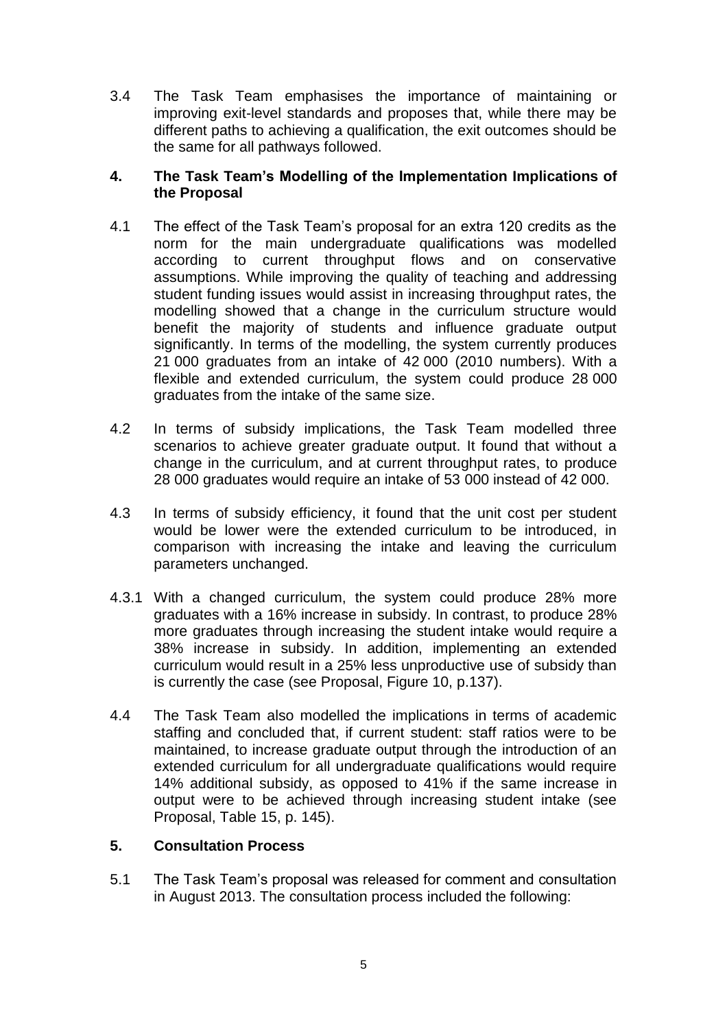3.4 The Task Team emphasises the importance of maintaining or improving exit-level standards and proposes that, while there may be different paths to achieving a qualification, the exit outcomes should be the same for all pathways followed.

## 4. The Task Team's Modelling of the Implementation Implications of the Proposal

4.1 The effect of the Task Team's proposal for an extra 120 credits as the norm for the main undergraduate qualifications was modelled according to current throughput flows and on conservative assumptions. While improving the quality of teaching and addressing student funding issues would assist in increasing throughput rates, the modelling showed that a change in the curriculum structure would benefit the majority of students and influence graduate output significantly. In terms of the modelling, the system currently produces 21 000 graduates from an intake of 42 000 (2010 numbers). With a flexible and extended curriculum, the system could produce 28 000 graduates from the intake of the same size.

4.2 In terms of subsidy implications, the Task Team modelled three scenarios to achieve greater graduate output. It found that without a change in the curriculum, and at current throughput rates, to produce 28 000 graduates would require an intake of 53 000 instead of 42 000.

4.3 In terms of subsidy efficiency, it found that the unit cost per student would be lower were the extended curriculum to be introduced, in comparison with increasing the intake and leaving the curriculum parameters unchanged.

4.3.1 With a changed curriculum, the system could produce 28% more graduates with a 16% increase in subsidy. In contrast, to produce 28% more graduates through increasing the student intake would require a 38% increase in subsidy. In addition, implementing an extended curriculum would result in a 25% less unproductive use of subsidy than is currently the case (see Proposal, Figure 10, p.137).

4.4 The Task Team also modelled the implications in terms of academic staffing and concluded that, if current student: staff ratios were to be maintained, to increase graduate output through the introduction of an extended curriculum for all undergraduate qualifications would require 14% additional subsidy, as opposed to 41% if the same increase in output were to be achieved through increasing student intake (see Proposal, Table 15, p. 145).

## 5. Consultation Process

5.1 The Task Team's proposal was released for comment and consultation in August 2013. The consultation process included the following: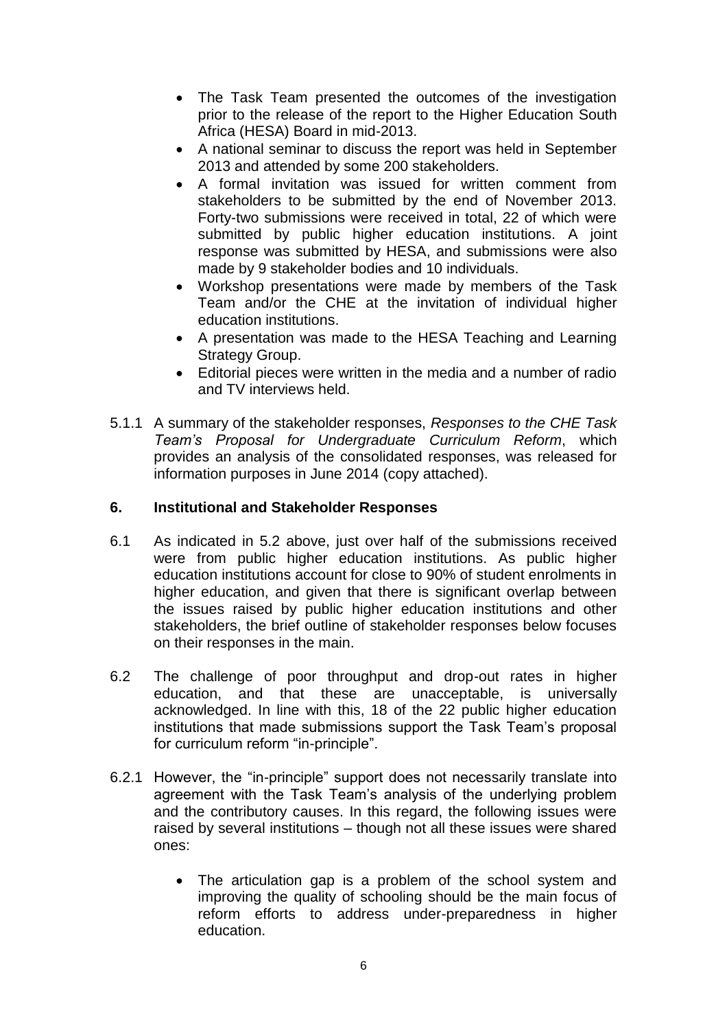- The Task Team presented the outcomes of the investigation prior to the release of the report to the Higher Education South Africa (HESA) Board in mid-2013.
- A national seminar to discuss the report was held in September 2013 and attended by some 200 stakeholders.
- A formal invitation was issued for written comment from stakeholders to be submitted by the end of November 2013. Forty-two submissions were received in total, 22 of which were submitted by public higher education institutions. A joint response was submitted by HESA, and submissions were also made by 9 stakeholder bodies and 10 individuals.
- Workshop presentations were made by members of the Task Team and/or the CHE at the invitation of individual higher education institutions.
- A presentation was made to the HESA Teaching and Learning Strategy Group.
- Editorial pieces were written in the media and a number of radio and TV interviews held.

5.1.1 A summary of the stakeholder responses, *Responses to the CHE Task Team's Proposal for Undergraduate Curriculum Reform*, which provides an analysis of the consolidated responses, was released for information purposes in June 2014 (copy attached).

## 6. Institutional and Stakeholder Responses

6.1 As indicated in 5.2 above, just over half of the submissions received were from public higher education institutions. As public higher education institutions account for close to 90% of student enrolments in higher education, and given that there is significant overlap between the issues raised by public higher education institutions and other stakeholders, the brief outline of stakeholder responses below focuses on their responses in the main.

6.2 The challenge of poor throughput and drop-out rates in higher education, and that these are unacceptable, is universally acknowledged. In line with this, 18 of the 22 public higher education institutions that made submissions support the Task Team's proposal for curriculum reform "in-principle".

6.2.1 However, the "in-principle" support does not necessarily translate into agreement with the Task Team's analysis of the underlying problem and the contributory causes. In this regard, the following issues were raised by several institutions – though not all these issues were shared ones:

- The articulation gap is a problem of the school system and improving the quality of schooling should be the main focus of reform efforts to address under-preparedness in higher education.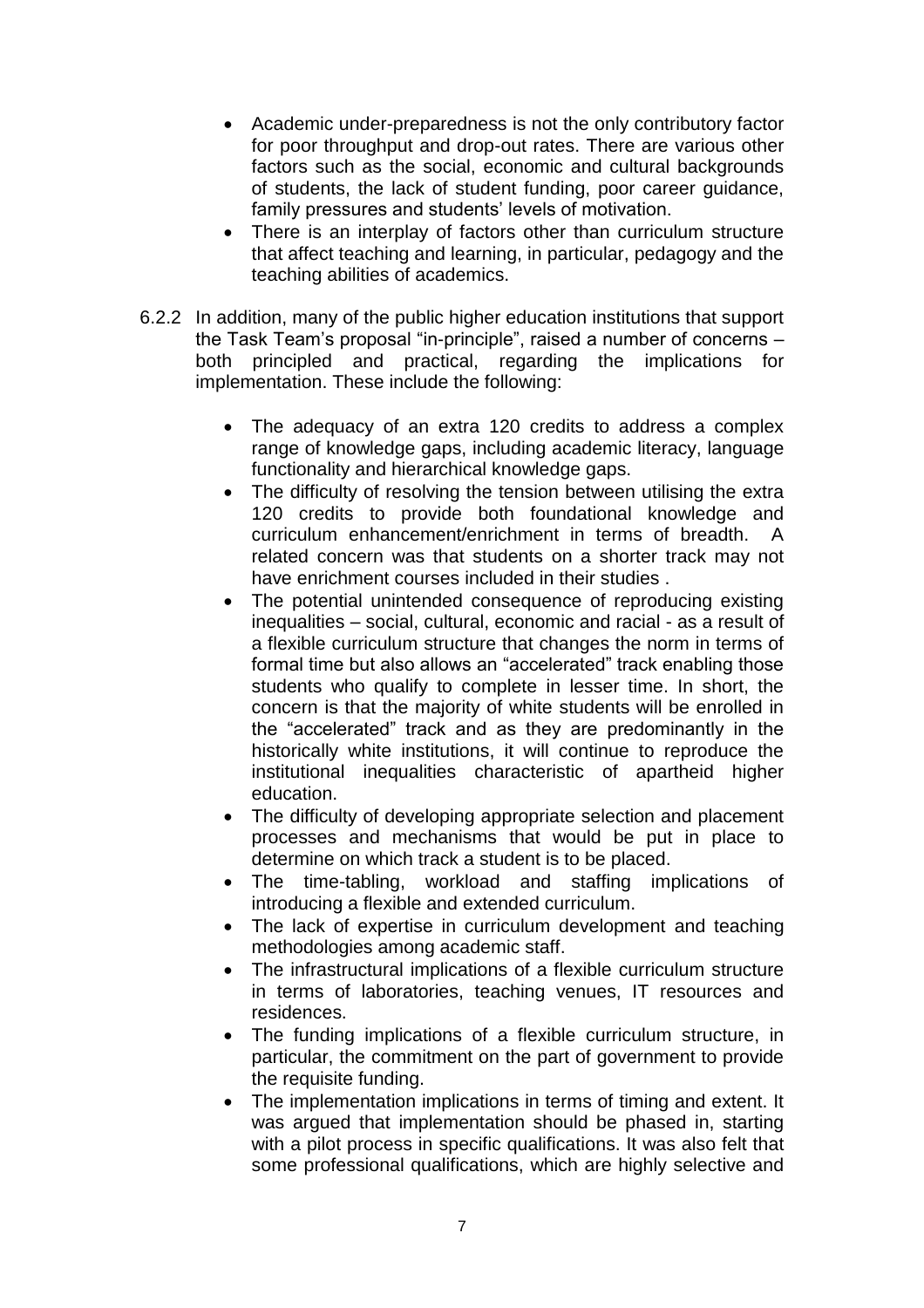- Academic under-preparedness is not the only contributory factor for poor throughput and drop-out rates. There are various other factors such as the social, economic and cultural backgrounds of students, the lack of student funding, poor career guidance, family pressures and students' levels of motivation.
- There is an interplay of factors other than curriculum structure that affect teaching and learning, in particular, pedagogy and the teaching abilities of academics.

6.2.2 In addition, many of the public higher education institutions that support the Task Team's proposal "in-principle", raised a number of concerns – both principled and practical, regarding the implications for implementation. These include the following:

- The adequacy of an extra 120 credits to address a complex range of knowledge gaps, including academic literacy, language functionality and hierarchical knowledge gaps.
- The difficulty of resolving the tension between utilising the extra 120 credits to provide both foundational knowledge and curriculum enhancement/enrichment in terms of breadth. A related concern was that students on a shorter track may not have enrichment courses included in their studies .
- The potential unintended consequence of reproducing existing inequalities – social, cultural, economic and racial - as a result of a flexible curriculum structure that changes the norm in terms of formal time but also allows an "accelerated" track enabling those students who qualify to complete in lesser time. In short, the concern is that the majority of white students will be enrolled in the "accelerated" track and as they are predominantly in the historically white institutions, it will continue to reproduce the institutional inequalities characteristic of apartheid higher education.
- The difficulty of developing appropriate selection and placement processes and mechanisms that would be put in place to determine on which track a student is to be placed.
- The time-tabling, workload and staffing implications of introducing a flexible and extended curriculum.
- The lack of expertise in curriculum development and teaching methodologies among academic staff.
- The infrastructural implications of a flexible curriculum structure in terms of laboratories, teaching venues, IT resources and residences.
- The funding implications of a flexible curriculum structure, in particular, the commitment on the part of government to provide the requisite funding.
- The implementation implications in terms of timing and extent. It was argued that implementation should be phased in, starting with a pilot process in specific qualifications. It was also felt that some professional qualifications, which are highly selective and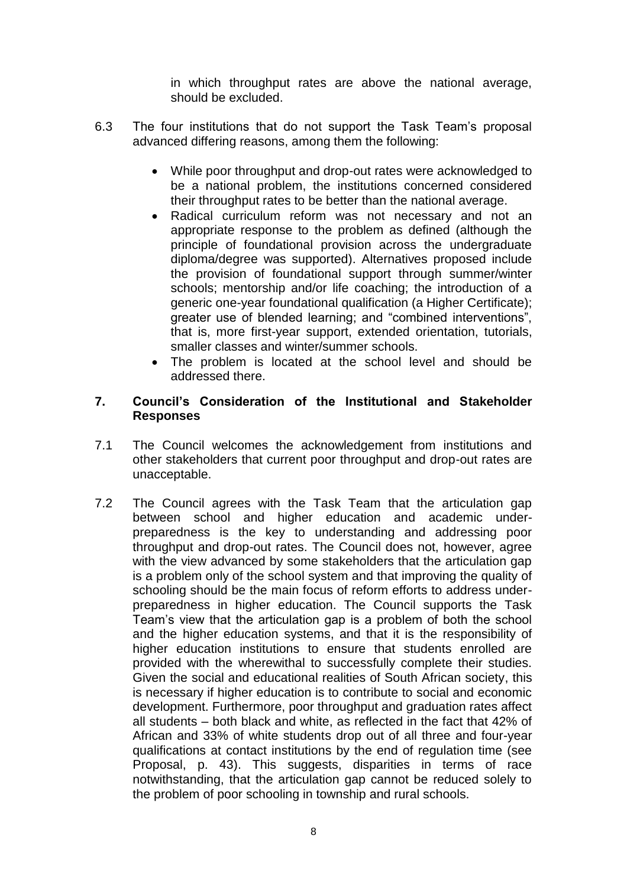in which throughput rates are above the national average, should be excluded.

6.3 The four institutions that do not support the Task Team's proposal advanced differing reasons, among them the following:

- While poor throughput and drop-out rates were acknowledged to be a national problem, the institutions concerned considered their throughput rates to be better than the national average.
- Radical curriculum reform was not necessary and not an appropriate response to the problem as defined (although the principle of foundational provision across the undergraduate diploma/degree was supported). Alternatives proposed include the provision of foundational support through summer/winter schools; mentorship and/or life coaching; the introduction of a generic one-year foundational qualification (a Higher Certificate); greater use of blended learning; and "combined interventions", that is, more first-year support, extended orientation, tutorials, smaller classes and winter/summer schools.
- The problem is located at the school level and should be addressed there.

## 7. Council's Consideration of the Institutional and Stakeholder Responses

7.1 The Council welcomes the acknowledgement from institutions and other stakeholders that current poor throughput and drop-out rates are unacceptable.

7.2 The Council agrees with the Task Team that the articulation gap between school and higher education and academic under-preparedness is the key to understanding and addressing poor throughput and drop-out rates. The Council does not, however, agree with the view advanced by some stakeholders that the articulation gap is a problem only of the school system and that improving the quality of schooling should be the main focus of reform efforts to address under-preparedness in higher education. The Council supports the Task Team's view that the articulation gap is a problem of both the school and the higher education systems, and that it is the responsibility of higher education institutions to ensure that students enrolled are provided with the wherewithal to successfully complete their studies. Given the social and educational realities of South African society, this is necessary if higher education is to contribute to social and economic development. Furthermore, poor throughput and graduation rates affect all students – both black and white, as reflected in the fact that 42% of African and 33% of white students drop out of all three and four-year qualifications at contact institutions by the end of regulation time (see Proposal, p. 43). This suggests, disparities in terms of race notwithstanding, that the articulation gap cannot be reduced solely to the problem of poor schooling in township and rural schools.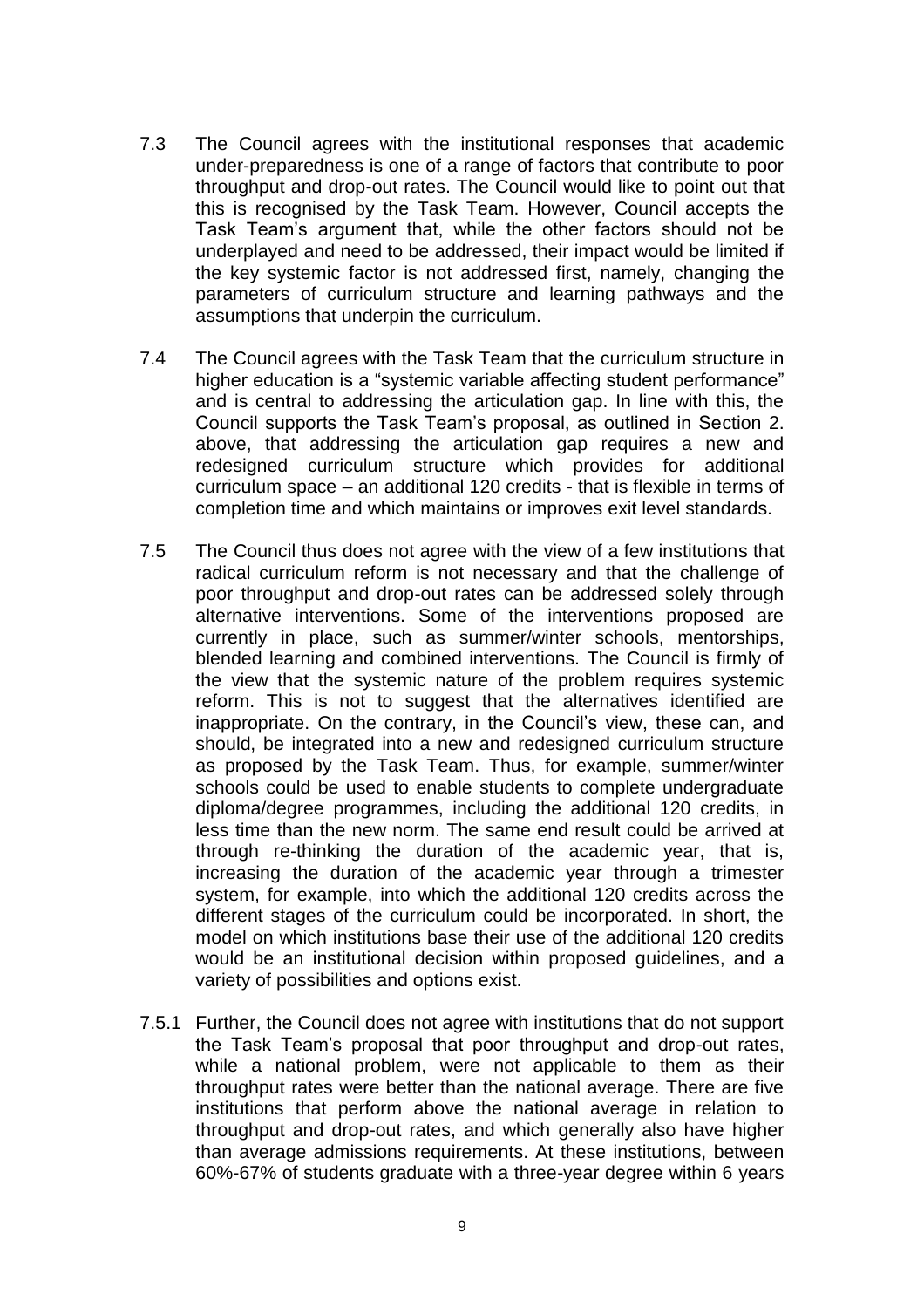7.3 The Council agrees with the institutional responses that academic under-preparedness is one of a range of factors that contribute to poor throughput and drop-out rates. The Council would like to point out that this is recognised by the Task Team. However, Council accepts the Task Team's argument that, while the other factors should not be underplayed and need to be addressed, their impact would be limited if the key systemic factor is not addressed first, namely, changing the parameters of curriculum structure and learning pathways and the assumptions that underpin the curriculum.

7.4 The Council agrees with the Task Team that the curriculum structure in higher education is a "systemic variable affecting student performance" and is central to addressing the articulation gap. In line with this, the Council supports the Task Team's proposal, as outlined in Section 2. above, that addressing the articulation gap requires a new and redesigned curriculum structure which provides for additional curriculum space – an additional 120 credits - that is flexible in terms of completion time and which maintains or improves exit level standards.

7.5 The Council thus does not agree with the view of a few institutions that radical curriculum reform is not necessary and that the challenge of poor throughput and drop-out rates can be addressed solely through alternative interventions. Some of the interventions proposed are currently in place, such as summer/winter schools, mentorships, blended learning and combined interventions. The Council is firmly of the view that the systemic nature of the problem requires systemic reform. This is not to suggest that the alternatives identified are inappropriate. On the contrary, in the Council's view, these can, and should, be integrated into a new and redesigned curriculum structure as proposed by the Task Team. Thus, for example, summer/winter schools could be used to enable students to complete undergraduate diploma/degree programmes, including the additional 120 credits, in less time than the new norm. The same end result could be arrived at through re-thinking the duration of the academic year, that is, increasing the duration of the academic year through a trimester system, for example, into which the additional 120 credits across the different stages of the curriculum could be incorporated. In short, the model on which institutions base their use of the additional 120 credits would be an institutional decision within proposed guidelines, and a variety of possibilities and options exist.

7.5.1 Further, the Council does not agree with institutions that do not support the Task Team's proposal that poor throughput and drop-out rates, while a national problem, were not applicable to them as their throughput rates were better than the national average. There are five institutions that perform above the national average in relation to throughput and drop-out rates, and which generally also have higher than average admissions requirements. At these institutions, between 60%-67% of students graduate with a three-year degree within 6 years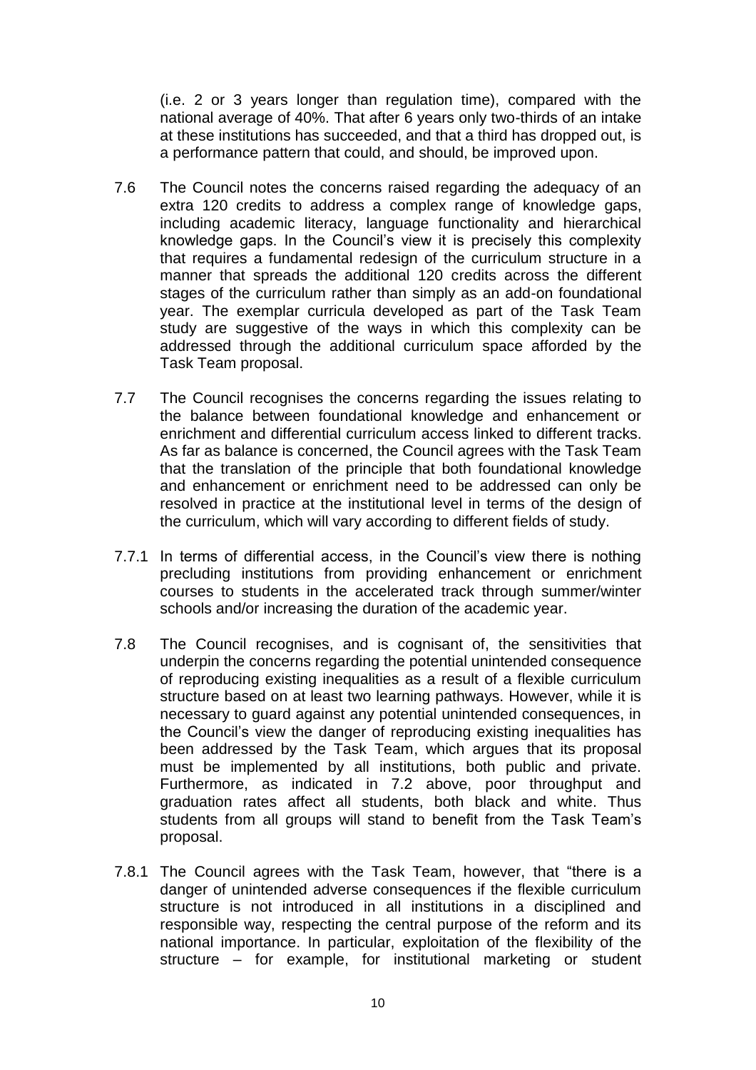(i.e. 2 or 3 years longer than regulation time), compared with the national average of 40%. That after 6 years only two-thirds of an intake at these institutions has succeeded, and that a third has dropped out, is a performance pattern that could, and should, be improved upon.

7.6 The Council notes the concerns raised regarding the adequacy of an extra 120 credits to address a complex range of knowledge gaps, including academic literacy, language functionality and hierarchical knowledge gaps. In the Council's view it is precisely this complexity that requires a fundamental redesign of the curriculum structure in a manner that spreads the additional 120 credits across the different stages of the curriculum rather than simply as an add-on foundational year. The exemplar curricula developed as part of the Task Team study are suggestive of the ways in which this complexity can be addressed through the additional curriculum space afforded by the Task Team proposal.

7.7 The Council recognises the concerns regarding the issues relating to the balance between foundational knowledge and enhancement or enrichment and differential curriculum access linked to different tracks. As far as balance is concerned, the Council agrees with the Task Team that the translation of the principle that both foundational knowledge and enhancement or enrichment need to be addressed can only be resolved in practice at the institutional level in terms of the design of the curriculum, which will vary according to different fields of study.

7.7.1 In terms of differential access, in the Council's view there is nothing precluding institutions from providing enhancement or enrichment courses to students in the accelerated track through summer/winter schools and/or increasing the duration of the academic year.

7.8 The Council recognises, and is cognisant of, the sensitivities that underpin the concerns regarding the potential unintended consequence of reproducing existing inequalities as a result of a flexible curriculum structure based on at least two learning pathways. However, while it is necessary to guard against any potential unintended consequences, in the Council's view the danger of reproducing existing inequalities has been addressed by the Task Team, which argues that its proposal must be implemented by all institutions, both public and private. Furthermore, as indicated in 7.2 above, poor throughput and graduation rates affect all students, both black and white. Thus students from all groups will stand to benefit from the Task Team's proposal.

7.8.1 The Council agrees with the Task Team, however, that "there is a danger of unintended adverse consequences if the flexible curriculum structure is not introduced in all institutions in a disciplined and responsible way, respecting the central purpose of the reform and its national importance. In particular, exploitation of the flexibility of the structure – for example, for institutional marketing or student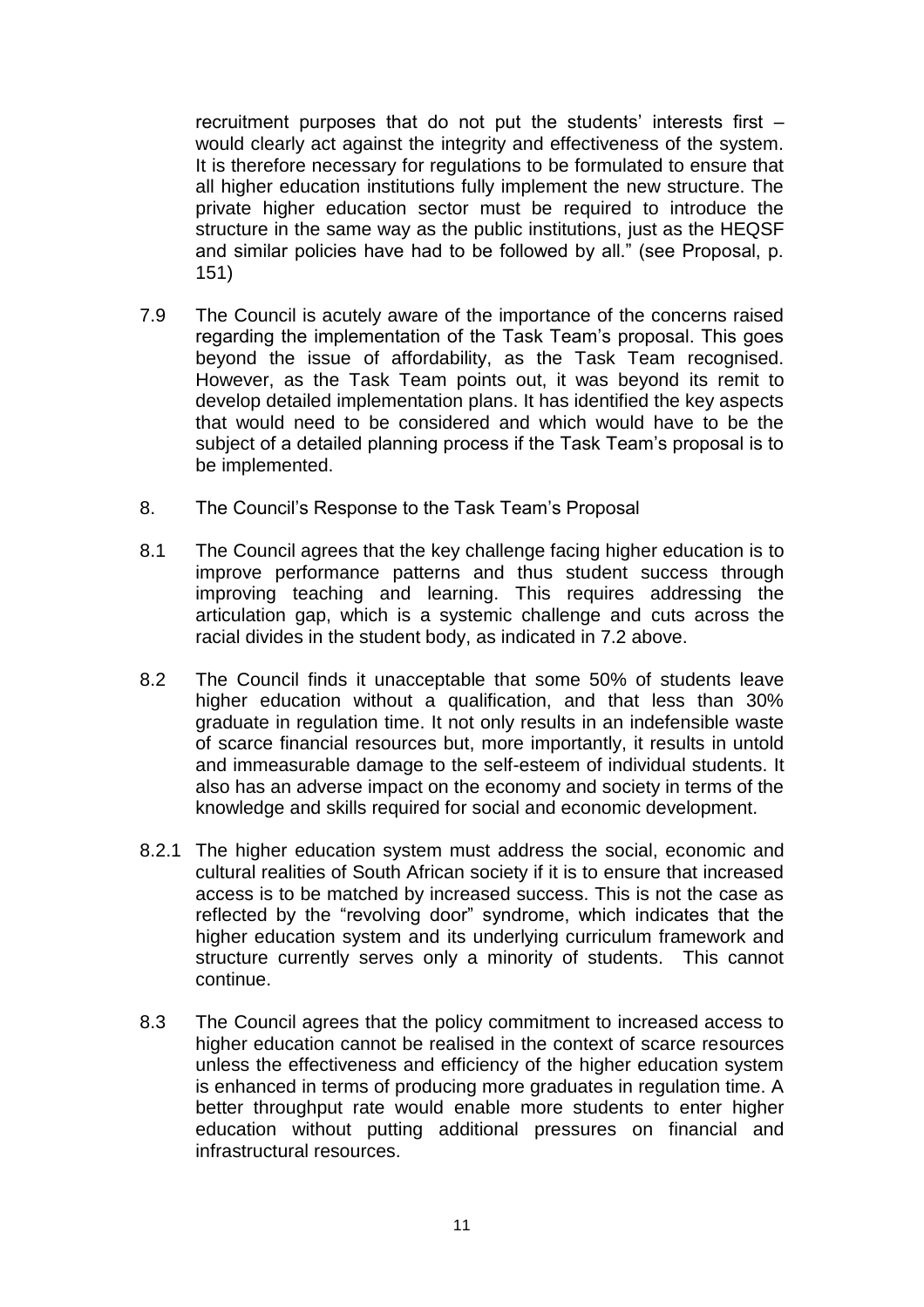recruitment purposes that do not put the students' interests first – would clearly act against the integrity and effectiveness of the system. It is therefore necessary for regulations to be formulated to ensure that all higher education institutions fully implement the new structure. The private higher education sector must be required to introduce the structure in the same way as the public institutions, just as the HEQSF and similar policies have had to be followed by all." (see Proposal, p. 151)

7.9 The Council is acutely aware of the importance of the concerns raised regarding the implementation of the Task Team's proposal. This goes beyond the issue of affordability, as the Task Team recognised. However, as the Task Team points out, it was beyond its remit to develop detailed implementation plans. It has identified the key aspects that would need to be considered and which would have to be the subject of a detailed planning process if the Task Team's proposal is to be implemented.

## 8. The Council's Response to the Task Team's Proposal

8.1 The Council agrees that the key challenge facing higher education is to improve performance patterns and thus student success through improving teaching and learning. This requires addressing the articulation gap, which is a systemic challenge and cuts across the racial divides in the student body, as indicated in 7.2 above.

8.2 The Council finds it unacceptable that some 50% of students leave higher education without a qualification, and that less than 30% graduate in regulation time. It not only results in an indefensible waste of scarce financial resources but, more importantly, it results in untold and immeasurable damage to the self-esteem of individual students. It also has an adverse impact on the economy and society in terms of the knowledge and skills required for social and economic development.

8.2.1 The higher education system must address the social, economic and cultural realities of South African society if it is to ensure that increased access is to be matched by increased success. This is not the case as reflected by the "revolving door" syndrome, which indicates that the higher education system and its underlying curriculum framework and structure currently serves only a minority of students. This cannot continue.

8.3 The Council agrees that the policy commitment to increased access to higher education cannot be realised in the context of scarce resources unless the effectiveness and efficiency of the higher education system is enhanced in terms of producing more graduates in regulation time. A better throughput rate would enable more students to enter higher education without putting additional pressures on financial and infrastructural resources.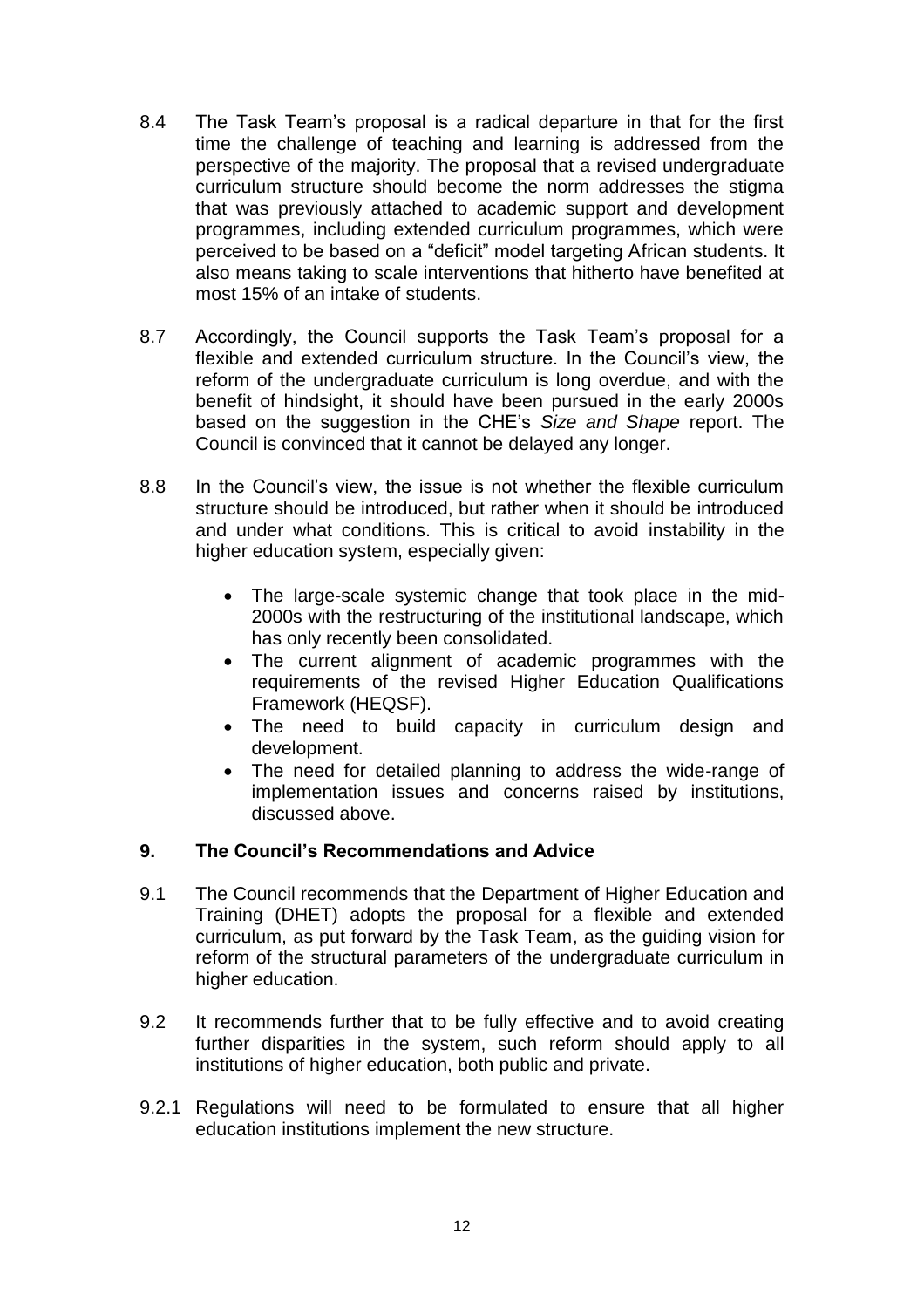8.4 The Task Team's proposal is a radical departure in that for the first time the challenge of teaching and learning is addressed from the perspective of the majority. The proposal that a revised undergraduate curriculum structure should become the norm addresses the stigma that was previously attached to academic support and development programmes, including extended curriculum programmes, which were perceived to be based on a "deficit" model targeting African students. It also means taking to scale interventions that hitherto have benefited at most 15% of an intake of students.

8.7 Accordingly, the Council supports the Task Team's proposal for a flexible and extended curriculum structure. In the Council's view, the reform of the undergraduate curriculum is long overdue, and with the benefit of hindsight, it should have been pursued in the early 2000s based on the suggestion in the CHE's *Size and Shape* report. The Council is convinced that it cannot be delayed any longer.

8.8 In the Council's view, the issue is not whether the flexible curriculum structure should be introduced, but rather when it should be introduced and under what conditions. This is critical to avoid instability in the higher education system, especially given:

- The large-scale systemic change that took place in the mid-2000s with the restructuring of the institutional landscape, which has only recently been consolidated.
- The current alignment of academic programmes with the requirements of the revised Higher Education Qualifications Framework (HEQSF).
- The need to build capacity in curriculum design and development.
- The need for detailed planning to address the wide-range of implementation issues and concerns raised by institutions, discussed above.

## 9. The Council's Recommendations and Advice

9.1 The Council recommends that the Department of Higher Education and Training (DHET) adopts the proposal for a flexible and extended curriculum, as put forward by the Task Team, as the guiding vision for reform of the structural parameters of the undergraduate curriculum in higher education.

9.2 It recommends further that to be fully effective and to avoid creating further disparities in the system, such reform should apply to all institutions of higher education, both public and private.

9.2.1 Regulations will need to be formulated to ensure that all higher education institutions implement the new structure.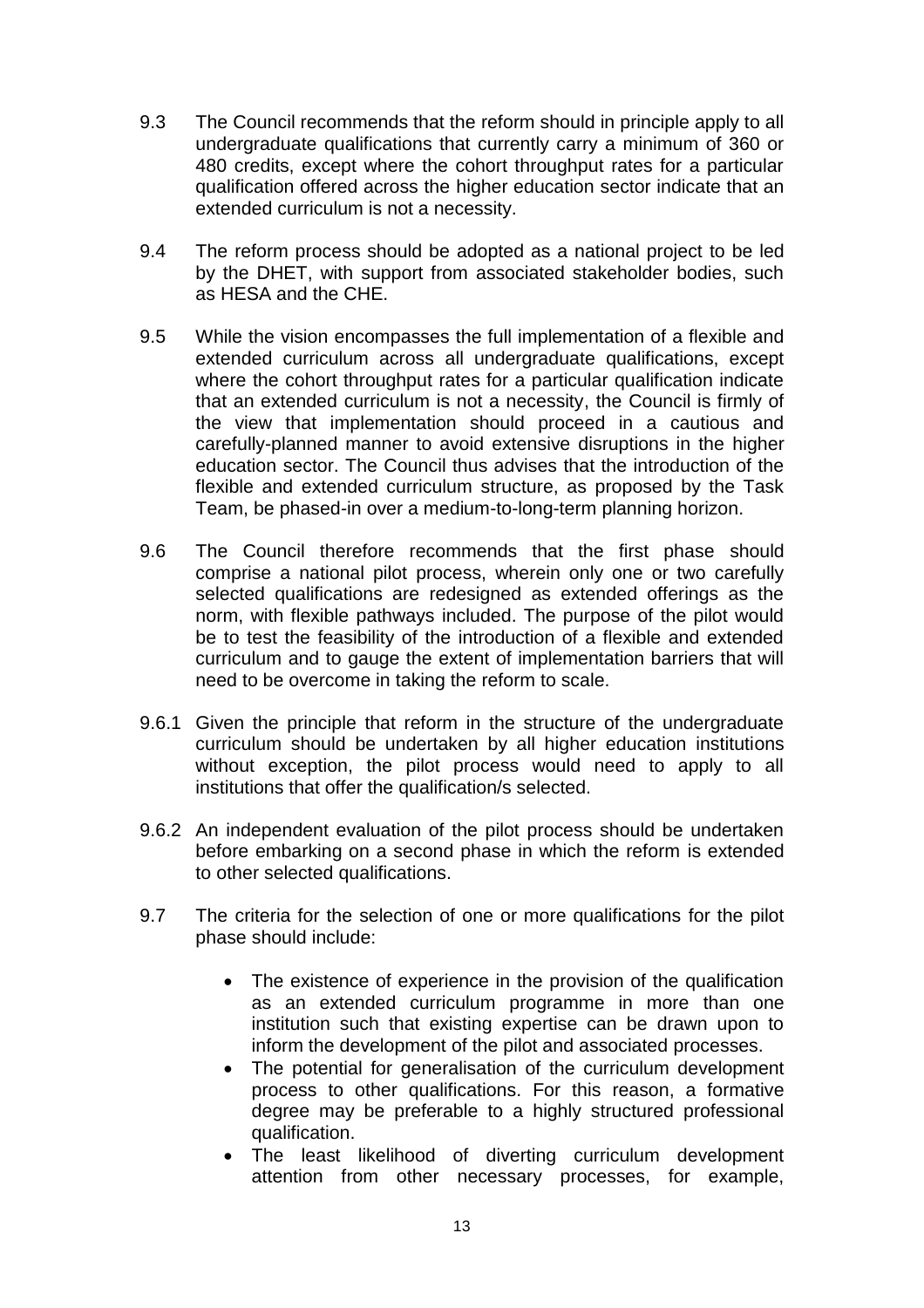9.3 The Council recommends that the reform should in principle apply to all undergraduate qualifications that currently carry a minimum of 360 or 480 credits, except where the cohort throughput rates for a particular qualification offered across the higher education sector indicate that an extended curriculum is not a necessity.

9.4 The reform process should be adopted as a national project to be led by the DHET, with support from associated stakeholder bodies, such as HESA and the CHE.

9.5 While the vision encompasses the full implementation of a flexible and extended curriculum across all undergraduate qualifications, except where the cohort throughput rates for a particular qualification indicate that an extended curriculum is not a necessity, the Council is firmly of the view that implementation should proceed in a cautious and carefully-planned manner to avoid extensive disruptions in the higher education sector. The Council thus advises that the introduction of the flexible and extended curriculum structure, as proposed by the Task Team, be phased-in over a medium-to-long-term planning horizon.

9.6 The Council therefore recommends that the first phase should comprise a national pilot process, wherein only one or two carefully selected qualifications are redesigned as extended offerings as the norm, with flexible pathways included. The purpose of the pilot would be to test the feasibility of the introduction of a flexible and extended curriculum and to gauge the extent of implementation barriers that will need to be overcome in taking the reform to scale.

9.6.1 Given the principle that reform in the structure of the undergraduate curriculum should be undertaken by all higher education institutions without exception, the pilot process would need to apply to all institutions that offer the qualification/s selected.

9.6.2 An independent evaluation of the pilot process should be undertaken before embarking on a second phase in which the reform is extended to other selected qualifications.

9.7 The criteria for the selection of one or more qualifications for the pilot phase should include:

- The existence of experience in the provision of the qualification as an extended curriculum programme in more than one institution such that existing expertise can be drawn upon to inform the development of the pilot and associated processes.
- The potential for generalisation of the curriculum development process to other qualifications. For this reason, a formative degree may be preferable to a highly structured professional qualification.
- The least likelihood of diverting curriculum development attention from other necessary processes, for example,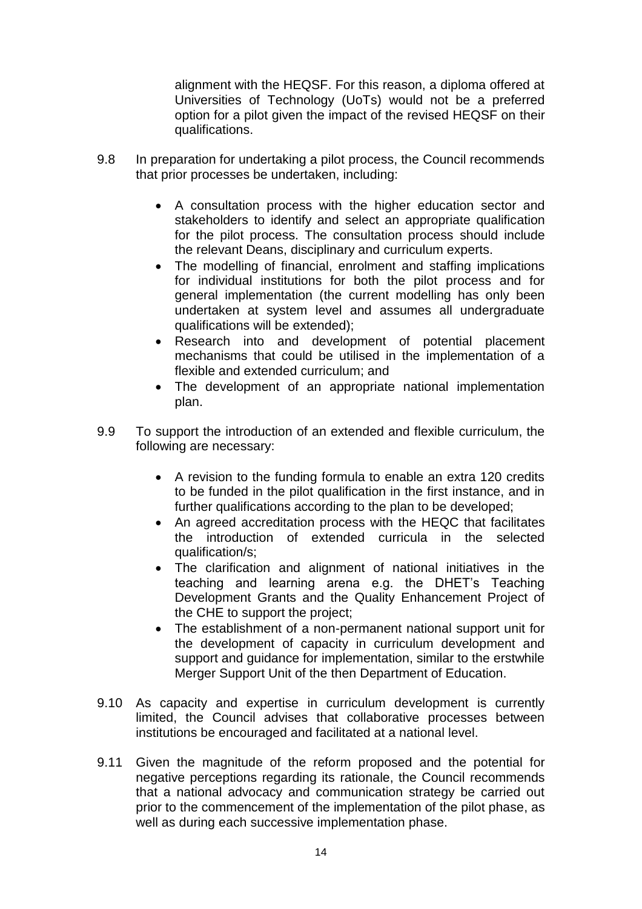alignment with the HEQSF. For this reason, a diploma offered at Universities of Technology (UoTs) would not be a preferred option for a pilot given the impact of the revised HEQSF on their qualifications.

9.8 In preparation for undertaking a pilot process, the Council recommends that prior processes be undertaken, including:

- A consultation process with the higher education sector and stakeholders to identify and select an appropriate qualification for the pilot process. The consultation process should include the relevant Deans, disciplinary and curriculum experts.
- The modelling of financial, enrolment and staffing implications for individual institutions for both the pilot process and for general implementation (the current modelling has only been undertaken at system level and assumes all undergraduate qualifications will be extended);
- Research into and development of potential placement mechanisms that could be utilised in the implementation of a flexible and extended curriculum; and
- The development of an appropriate national implementation plan.

9.9 To support the introduction of an extended and flexible curriculum, the following are necessary:

- A revision to the funding formula to enable an extra 120 credits to be funded in the pilot qualification in the first instance, and in further qualifications according to the plan to be developed;
- An agreed accreditation process with the HEQC that facilitates the introduction of extended curricula in the selected qualification/s;
- The clarification and alignment of national initiatives in the teaching and learning arena e.g. the DHET's Teaching Development Grants and the Quality Enhancement Project of the CHE to support the project;
- The establishment of a non-permanent national support unit for the development of capacity in curriculum development and support and guidance for implementation, similar to the erstwhile Merger Support Unit of the then Department of Education.

9.10 As capacity and expertise in curriculum development is currently limited, the Council advises that collaborative processes between institutions be encouraged and facilitated at a national level.

9.11 Given the magnitude of the reform proposed and the potential for negative perceptions regarding its rationale, the Council recommends that a national advocacy and communication strategy be carried out prior to the commencement of the implementation of the pilot phase, as well as during each successive implementation phase.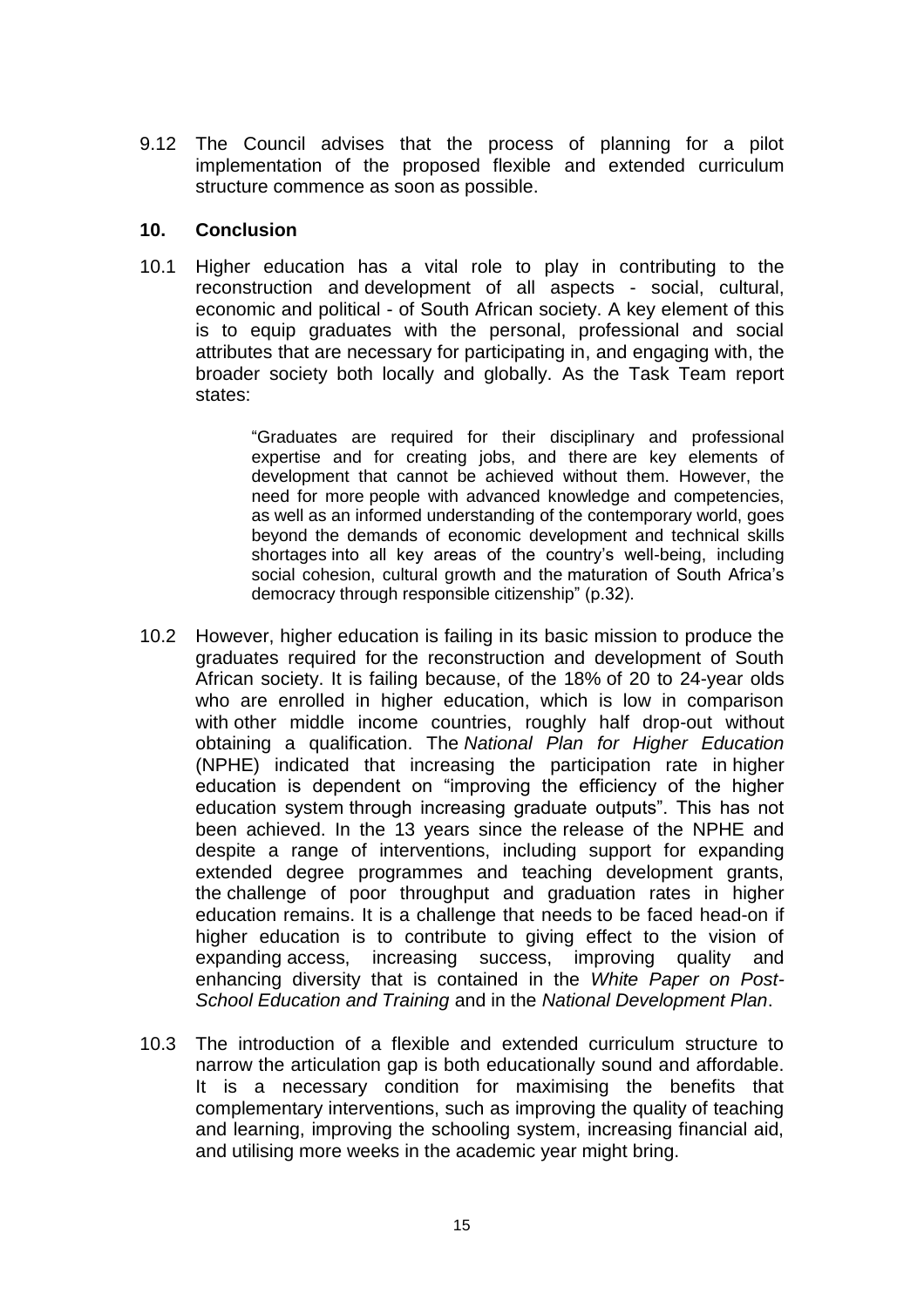9.12 The Council advises that the process of planning for a pilot implementation of the proposed flexible and extended curriculum structure commence as soon as possible.

## 10. Conclusion

10.1 Higher education has a vital role to play in contributing to the reconstruction and development of all aspects - social, cultural, economic and political - of South African society. A key element of this is to equip graduates with the personal, professional and social attributes that are necessary for participating in, and engaging with, the broader society both locally and globally. As the Task Team report states:

> "Graduates are required for their disciplinary and professional expertise and for creating jobs, and there are key elements of development that cannot be achieved without them. However, the need for more people with advanced knowledge and competencies, as well as an informed understanding of the contemporary world, goes beyond the demands of economic development and technical skills shortages into all key areas of the country's well-being, including social cohesion, cultural growth and the maturation of South Africa's democracy through responsible citizenship" (p.32).

10.2 However, higher education is failing in its basic mission to produce the graduates required for the reconstruction and development of South African society. It is failing because, of the 18% of 20 to 24-year olds who are enrolled in higher education, which is low in comparison with other middle income countries, roughly half drop-out without obtaining a qualification. The *National Plan for Higher Education* (NPHE) indicated that increasing the participation rate in higher education is dependent on "improving the efficiency of the higher education system through increasing graduate outputs". This has not been achieved. In the 13 years since the release of the NPHE and despite a range of interventions, including support for expanding extended degree programmes and teaching development grants, the challenge of poor throughput and graduation rates in higher education remains. It is a challenge that needs to be faced head-on if higher education is to contribute to giving effect to the vision of expanding access, increasing success, improving quality and enhancing diversity that is contained in the *White Paper on Post-School Education and Training* and in the *National Development Plan*.

10.3 The introduction of a flexible and extended curriculum structure to narrow the articulation gap is both educationally sound and affordable. It is a necessary condition for maximising the benefits that complementary interventions, such as improving the quality of teaching and learning, improving the schooling system, increasing financial aid, and utilising more weeks in the academic year might bring.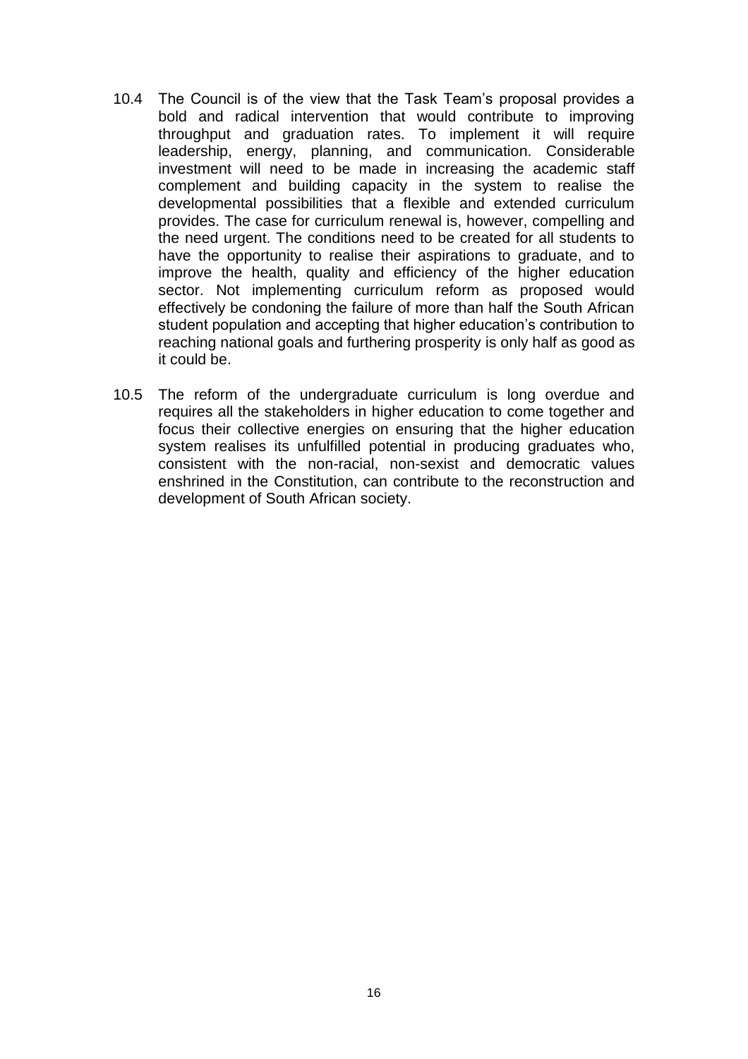10.4 The Council is of the view that the Task Team's proposal provides a bold and radical intervention that would contribute to improving throughput and graduation rates. To implement it will require leadership, energy, planning, and communication. Considerable investment will need to be made in increasing the academic staff complement and building capacity in the system to realise the developmental possibilities that a flexible and extended curriculum provides. The case for curriculum renewal is, however, compelling and the need urgent. The conditions need to be created for all students to have the opportunity to realise their aspirations to graduate, and to improve the health, quality and efficiency of the higher education sector. Not implementing curriculum reform as proposed would effectively be condoning the failure of more than half the South African student population and accepting that higher education's contribution to reaching national goals and furthering prosperity is only half as good as it could be.

10.5 The reform of the undergraduate curriculum is long overdue and requires all the stakeholders in higher education to come together and focus their collective energies on ensuring that the higher education system realises its unfulfilled potential in producing graduates who, consistent with the non-racial, non-sexist and democratic values enshrined in the Constitution, can contribute to the reconstruction and development of South African society.